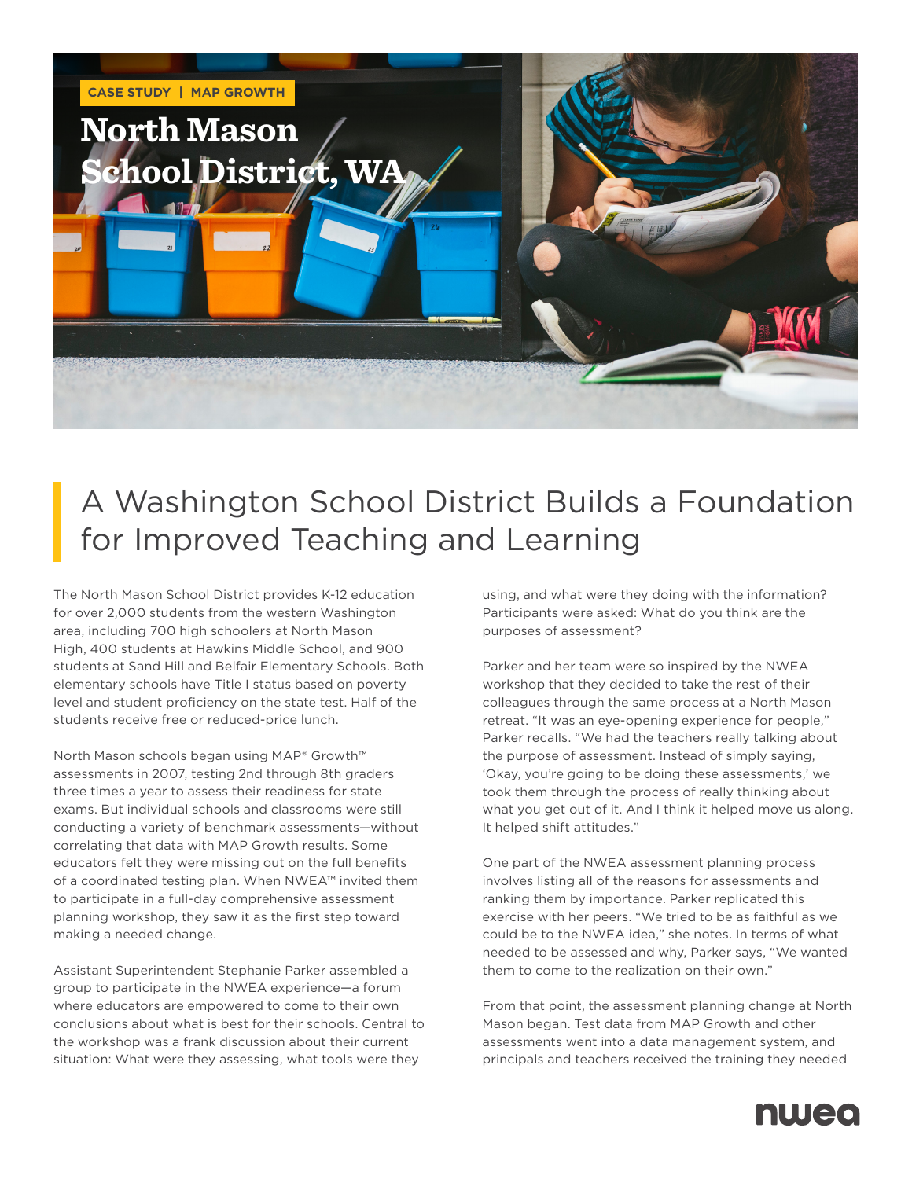CASE STUDY | MAP GROWTH

# North Mason School District, WA

## A Washington School District Builds a Foundation for Improved Teaching and Learning

The North Mason School District provides K-12 education for over 2,000 students from the western Washington area, including 700 high schoolers at North Mason High, 400 students at Hawkins Middle School, and 900 students at Sand Hill and Belfair Elementary Schools. Both elementary schools have Title I status based on poverty level and student proficiency on the state test. Half of the students receive free or reduced-price lunch.

North Mason schools began using MAP® Growth™ assessments in 2007, testing 2nd through 8th graders three times a year to assess their readiness for state exams. But individual schools and classrooms were still conducting a variety of benchmark assessments—without correlating that data with MAP Growth results. Some educators felt they were missing out on the full benefits of a coordinated testing plan. When NWEA™ invited them to participate in a full-day comprehensive assessment planning workshop, they saw it as the first step toward making a needed change.

Assistant Superintendent Stephanie Parker assembled a group to participate in the NWEA experience—a forum where educators are empowered to come to their own conclusions about what is best for their schools. Central to the workshop was a frank discussion about their current situation: What were they assessing, what tools were they using, and what were they doing with the information? Participants were asked: What do you think are the purposes of assessment?

Parker and her team were so inspired by the NWEA workshop that they decided to take the rest of their colleagues through the same process at a North Mason retreat. "It was an eye-opening experience for people," Parker recalls. "We had the teachers really talking about the purpose of assessment. Instead of simply saying, 'Okay, you're going to be doing these assessments,' we took them through the process of really thinking about what you get out of it. And I think it helped move us along. It helped shift attitudes."

One part of the NWEA assessment planning process involves listing all of the reasons for assessments and ranking them by importance. Parker replicated this exercise with her peers. "We tried to be as faithful as we could be to the NWEA idea," she notes. In terms of what needed to be assessed and why, Parker says, "We wanted them to come to the realization on their own."

From that point, the assessment planning change at North Mason began. Test data from MAP Growth and other assessments went into a data management system, and principals and teachers received the training they needed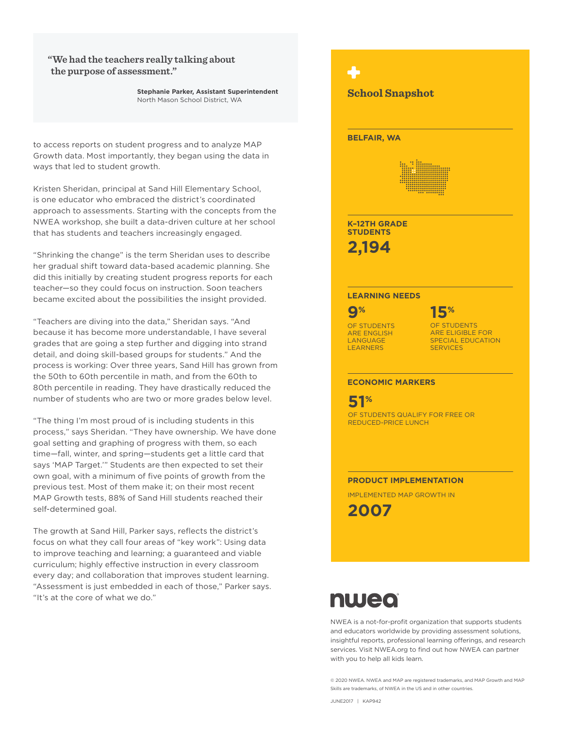> "We had the teachers really talking about the purpose of assessment."
>
> **Stephanie Parker, Assistant Superintendent**
> North Mason School District, WA

to access reports on student progress and to analyze MAP Growth data. Most importantly, they began using the data in ways that led to student growth.

Kristen Sheridan, principal at Sand Hill Elementary School, is one educator who embraced the district's coordinated approach to assessments. Starting with the concepts from the NWEA workshop, she built a data-driven culture at her school that has students and teachers increasingly engaged.

"Shrinking the change" is the term Sheridan uses to describe her gradual shift toward data-based academic planning. She did this initially by creating student progress reports for each teacher—so they could focus on instruction. Soon teachers became excited about the possibilities the insight provided.

"Teachers are diving into the data," Sheridan says. "And because it has become more understandable, I have several grades that are going a step further and digging into strand detail, and doing skill-based groups for students." And the process is working: Over three years, Sand Hill has grown from the 50th to 60th percentile in math, and from the 60th to 80th percentile in reading. They have drastically reduced the number of students who are two or more grades below level.

"The thing I'm most proud of is including students in this process," says Sheridan. "They have ownership. We have done goal setting and graphing of progress with them, so each time—fall, winter, and spring—students get a little card that says 'MAP Target.'" Students are then expected to set their own goal, with a minimum of five points of growth from the previous test. Most of them make it; on their most recent MAP Growth tests, 88% of Sand Hill students reached their self-determined goal.

The growth at Sand Hill, Parker says, reflects the district's focus on what they call four areas of "key work": Using data to improve teaching and learning; a guaranteed and viable curriculum; highly effective instruction in every classroom every day; and collaboration that improves student learning. "Assessment is just embedded in each of those," Parker says. "It's at the core of what we do."

## School Snapshot

**BELFAIR, WA**

**K–12TH GRADE STUDENTS**

**2,194**

**LEARNING NEEDS**

**9%** OF STUDENTS ARE ENGLISH LANGUAGE LEARNERS

**15%** OF STUDENTS ARE ELIGIBLE FOR SPECIAL EDUCATION SERVICES

**ECONOMIC MARKERS**

**51%** OF STUDENTS QUALIFY FOR FREE OR REDUCED-PRICE LUNCH

**PRODUCT IMPLEMENTATION**

IMPLEMENTED MAP GROWTH IN

**2007**

**nwea**

NWEA is a not-for-profit organization that supports students and educators worldwide by providing assessment solutions, insightful reports, professional learning offerings, and research services. Visit NWEA.org to find out how NWEA can partner with you to help all kids learn.

© 2020 NWEA. NWEA and MAP are registered trademarks, and MAP Growth and MAP Skills are trademarks, of NWEA in the US and in other countries.

JUNE2017 | KAP942